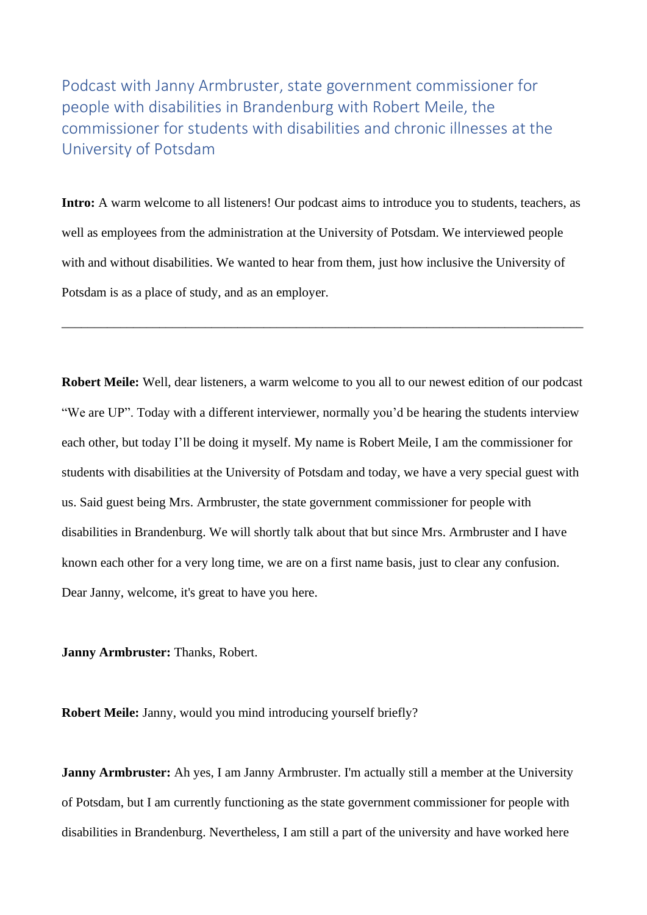# Podcast with Janny Armbruster, state government commissioner for people with disabilities in Brandenburg with Robert Meile, the commissioner for students with disabilities and chronic illnesses at the University of Potsdam

**Intro:** A warm welcome to all listeners! Our podcast aims to introduce you to students, teachers, as well as employees from the administration at the University of Potsdam. We interviewed people with and without disabilities. We wanted to hear from them, just how inclusive the University of Potsdam is as a place of study, and as an employer.

---

**Robert Meile:** Well, dear listeners, a warm welcome to you all to our newest edition of our podcast "We are UP". Today with a different interviewer, normally you'd be hearing the students interview each other, but today I'll be doing it myself. My name is Robert Meile, I am the commissioner for students with disabilities at the University of Potsdam and today, we have a very special guest with us. Said guest being Mrs. Armbruster, the state government commissioner for people with disabilities in Brandenburg. We will shortly talk about that but since Mrs. Armbruster and I have known each other for a very long time, we are on a first name basis, just to clear any confusion. Dear Janny, welcome, it's great to have you here.

**Janny Armbruster:** Thanks, Robert.

**Robert Meile:** Janny, would you mind introducing yourself briefly?

**Janny Armbruster:** Ah yes, I am Janny Armbruster. I'm actually still a member at the University of Potsdam, but I am currently functioning as the state government commissioner for people with disabilities in Brandenburg. Nevertheless, I am still a part of the university and have worked here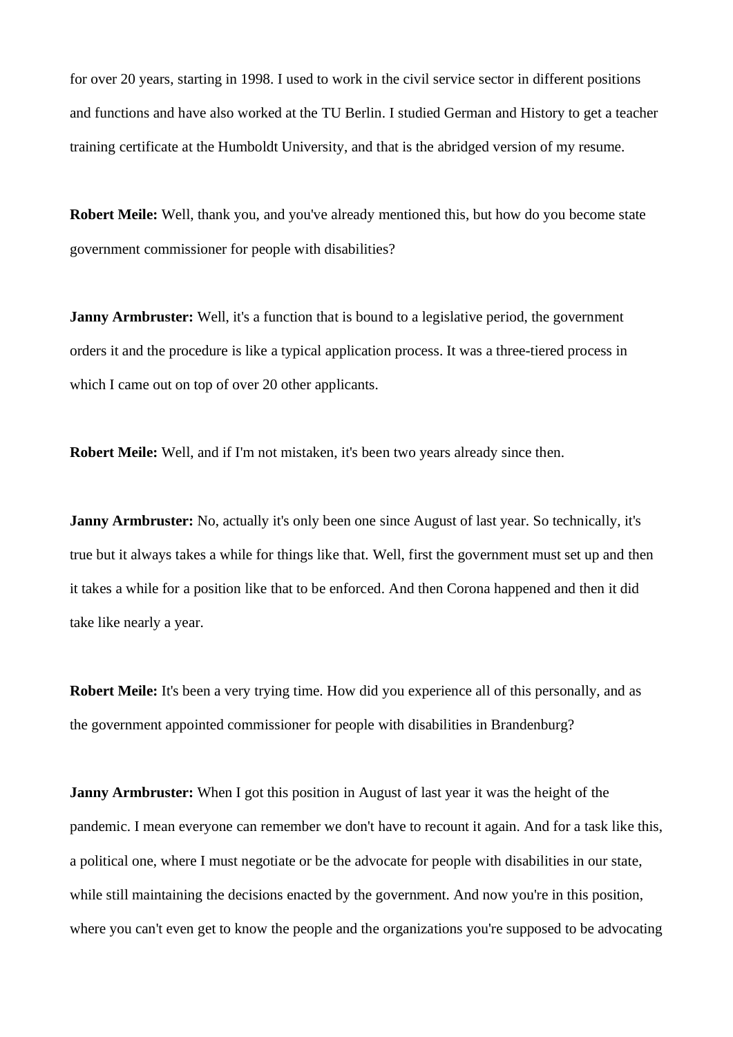for over 20 years, starting in 1998. I used to work in the civil service sector in different positions and functions and have also worked at the TU Berlin. I studied German and History to get a teacher training certificate at the Humboldt University, and that is the abridged version of my resume.

**Robert Meile:** Well, thank you, and you've already mentioned this, but how do you become state government commissioner for people with disabilities?

**Janny Armbruster:** Well, it's a function that is bound to a legislative period, the government orders it and the procedure is like a typical application process. It was a three-tiered process in which I came out on top of over 20 other applicants.

**Robert Meile:** Well, and if I'm not mistaken, it's been two years already since then.

**Janny Armbruster:** No, actually it's only been one since August of last year. So technically, it's true but it always takes a while for things like that. Well, first the government must set up and then it takes a while for a position like that to be enforced. And then Corona happened and then it did take like nearly a year.

**Robert Meile:** It's been a very trying time. How did you experience all of this personally, and as the government appointed commissioner for people with disabilities in Brandenburg?

**Janny Armbruster:** When I got this position in August of last year it was the height of the pandemic. I mean everyone can remember we don't have to recount it again. And for a task like this, a political one, where I must negotiate or be the advocate for people with disabilities in our state, while still maintaining the decisions enacted by the government. And now you're in this position, where you can't even get to know the people and the organizations you're supposed to be advocating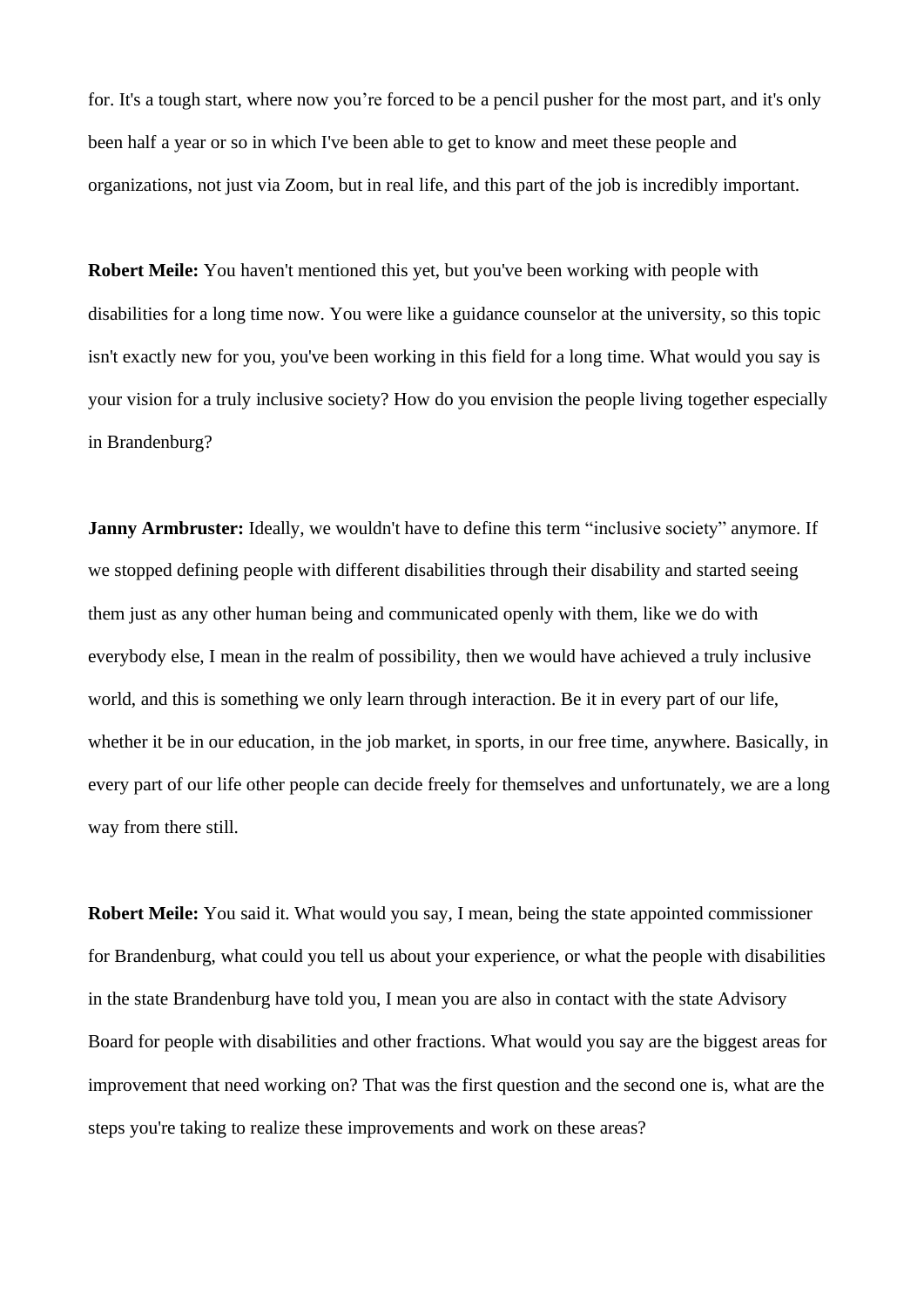for. It's a tough start, where now you're forced to be a pencil pusher for the most part, and it's only been half a year or so in which I've been able to get to know and meet these people and organizations, not just via Zoom, but in real life, and this part of the job is incredibly important.

**Robert Meile:** You haven't mentioned this yet, but you've been working with people with disabilities for a long time now. You were like a guidance counselor at the university, so this topic isn't exactly new for you, you've been working in this field for a long time. What would you say is your vision for a truly inclusive society? How do you envision the people living together especially in Brandenburg?

**Janny Armbruster:** Ideally, we wouldn't have to define this term "inclusive society" anymore. If we stopped defining people with different disabilities through their disability and started seeing them just as any other human being and communicated openly with them, like we do with everybody else, I mean in the realm of possibility, then we would have achieved a truly inclusive world, and this is something we only learn through interaction. Be it in every part of our life, whether it be in our education, in the job market, in sports, in our free time, anywhere. Basically, in every part of our life other people can decide freely for themselves and unfortunately, we are a long way from there still.

**Robert Meile:** You said it. What would you say, I mean, being the state appointed commissioner for Brandenburg, what could you tell us about your experience, or what the people with disabilities in the state Brandenburg have told you, I mean you are also in contact with the state Advisory Board for people with disabilities and other fractions. What would you say are the biggest areas for improvement that need working on? That was the first question and the second one is, what are the steps you're taking to realize these improvements and work on these areas?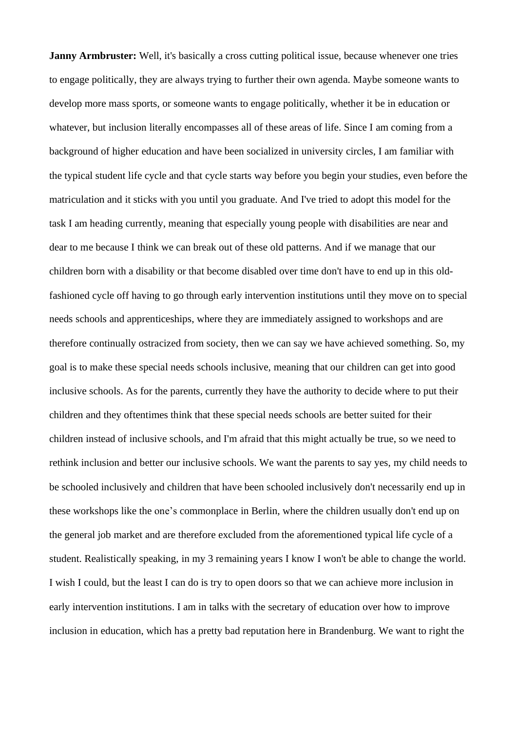**Janny Armbruster:** Well, it's basically a cross cutting political issue, because whenever one tries to engage politically, they are always trying to further their own agenda. Maybe someone wants to develop more mass sports, or someone wants to engage politically, whether it be in education or whatever, but inclusion literally encompasses all of these areas of life. Since I am coming from a background of higher education and have been socialized in university circles, I am familiar with the typical student life cycle and that cycle starts way before you begin your studies, even before the matriculation and it sticks with you until you graduate. And I've tried to adopt this model for the task I am heading currently, meaning that especially young people with disabilities are near and dear to me because I think we can break out of these old patterns. And if we manage that our children born with a disability or that become disabled over time don't have to end up in this old-fashioned cycle off having to go through early intervention institutions until they move on to special needs schools and apprenticeships, where they are immediately assigned to workshops and are therefore continually ostracized from society, then we can say we have achieved something. So, my goal is to make these special needs schools inclusive, meaning that our children can get into good inclusive schools. As for the parents, currently they have the authority to decide where to put their children and they oftentimes think that these special needs schools are better suited for their children instead of inclusive schools, and I'm afraid that this might actually be true, so we need to rethink inclusion and better our inclusive schools. We want the parents to say yes, my child needs to be schooled inclusively and children that have been schooled inclusively don't necessarily end up in these workshops like the one's commonplace in Berlin, where the children usually don't end up on the general job market and are therefore excluded from the aforementioned typical life cycle of a student. Realistically speaking, in my 3 remaining years I know I won't be able to change the world. I wish I could, but the least I can do is try to open doors so that we can achieve more inclusion in early intervention institutions. I am in talks with the secretary of education over how to improve inclusion in education, which has a pretty bad reputation here in Brandenburg. We want to right the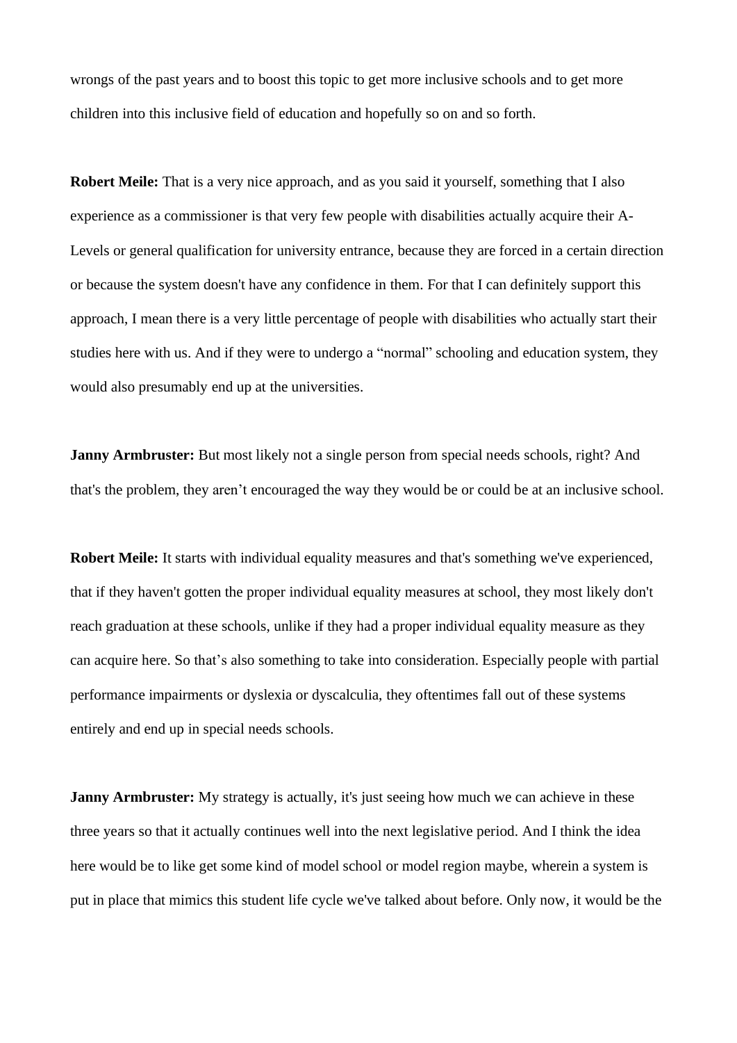wrongs of the past years and to boost this topic to get more inclusive schools and to get more children into this inclusive field of education and hopefully so on and so forth.

**Robert Meile:** That is a very nice approach, and as you said it yourself, something that I also experience as a commissioner is that very few people with disabilities actually acquire their A-Levels or general qualification for university entrance, because they are forced in a certain direction or because the system doesn't have any confidence in them. For that I can definitely support this approach, I mean there is a very little percentage of people with disabilities who actually start their studies here with us. And if they were to undergo a “normal” schooling and education system, they would also presumably end up at the universities.

**Janny Armbruster:** But most likely not a single person from special needs schools, right? And that's the problem, they aren’t encouraged the way they would be or could be at an inclusive school.

**Robert Meile:** It starts with individual equality measures and that's something we've experienced, that if they haven't gotten the proper individual equality measures at school, they most likely don't reach graduation at these schools, unlike if they had a proper individual equality measure as they can acquire here. So that’s also something to take into consideration. Especially people with partial performance impairments or dyslexia or dyscalculia, they oftentimes fall out of these systems entirely and end up in special needs schools.

**Janny Armbruster:** My strategy is actually, it's just seeing how much we can achieve in these three years so that it actually continues well into the next legislative period. And I think the idea here would be to like get some kind of model school or model region maybe, wherein a system is put in place that mimics this student life cycle we've talked about before. Only now, it would be the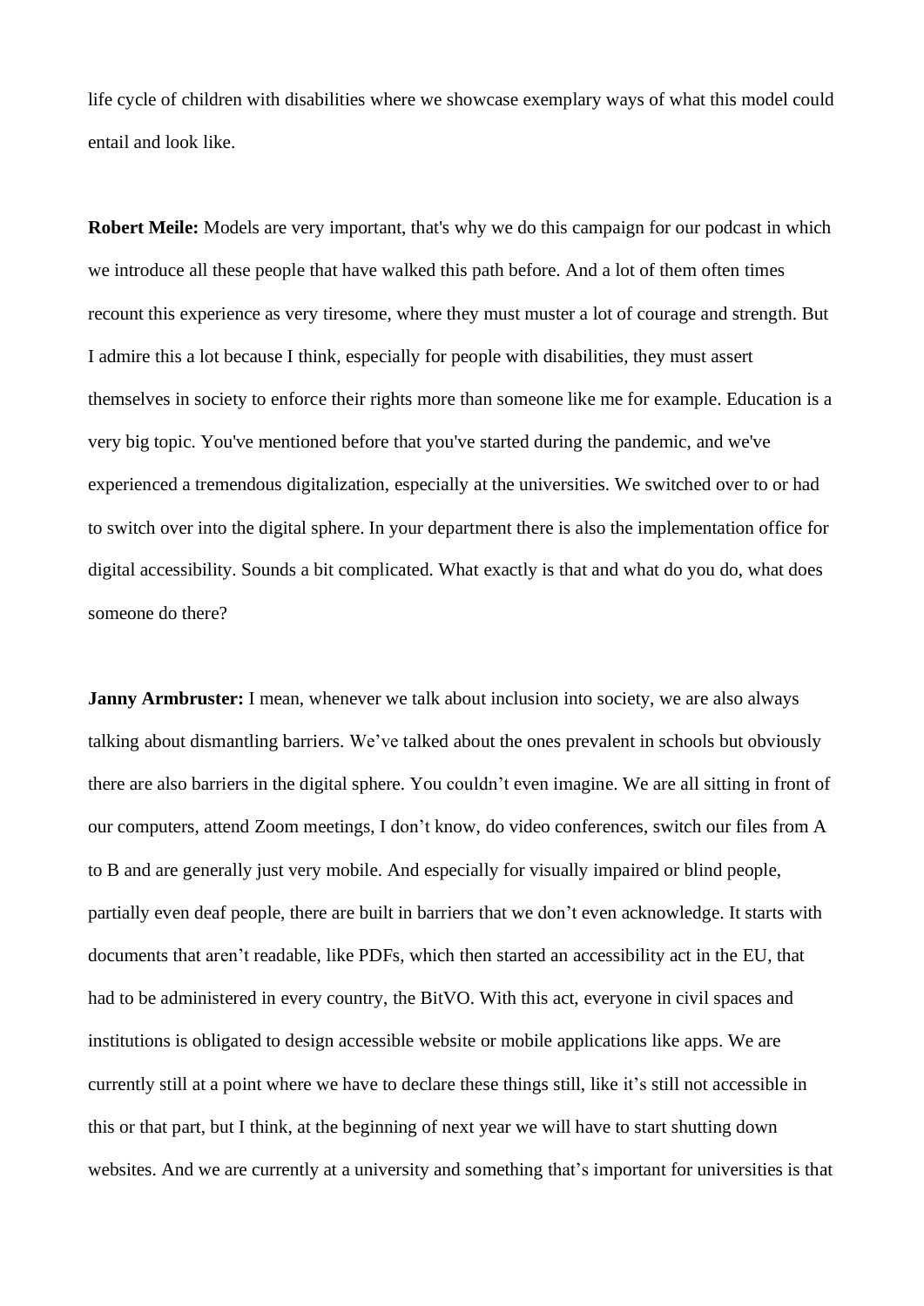life cycle of children with disabilities where we showcase exemplary ways of what this model could entail and look like.

**Robert Meile:** Models are very important, that's why we do this campaign for our podcast in which we introduce all these people that have walked this path before. And a lot of them often times recount this experience as very tiresome, where they must muster a lot of courage and strength. But I admire this a lot because I think, especially for people with disabilities, they must assert themselves in society to enforce their rights more than someone like me for example. Education is a very big topic. You've mentioned before that you've started during the pandemic, and we've experienced a tremendous digitalization, especially at the universities. We switched over to or had to switch over into the digital sphere. In your department there is also the implementation office for digital accessibility. Sounds a bit complicated. What exactly is that and what do you do, what does someone do there?

**Janny Armbruster:** I mean, whenever we talk about inclusion into society, we are also always talking about dismantling barriers. We've talked about the ones prevalent in schools but obviously there are also barriers in the digital sphere. You couldn't even imagine. We are all sitting in front of our computers, attend Zoom meetings, I don't know, do video conferences, switch our files from A to B and are generally just very mobile. And especially for visually impaired or blind people, partially even deaf people, there are built in barriers that we don't even acknowledge. It starts with documents that aren't readable, like PDFs, which then started an accessibility act in the EU, that had to be administered in every country, the BitVO. With this act, everyone in civil spaces and institutions is obligated to design accessible website or mobile applications like apps. We are currently still at a point where we have to declare these things still, like it's still not accessible in this or that part, but I think, at the beginning of next year we will have to start shutting down websites. And we are currently at a university and something that's important for universities is that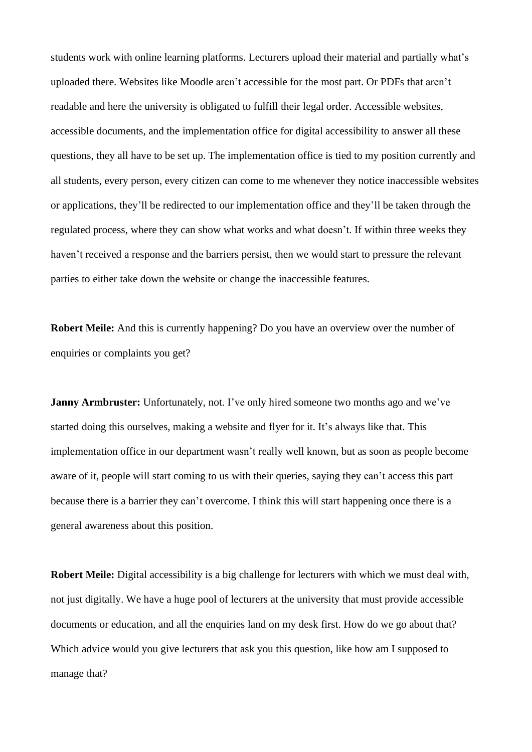students work with online learning platforms. Lecturers upload their material and partially what's uploaded there. Websites like Moodle aren't accessible for the most part. Or PDFs that aren't readable and here the university is obligated to fulfill their legal order. Accessible websites, accessible documents, and the implementation office for digital accessibility to answer all these questions, they all have to be set up. The implementation office is tied to my position currently and all students, every person, every citizen can come to me whenever they notice inaccessible websites or applications, they'll be redirected to our implementation office and they'll be taken through the regulated process, where they can show what works and what doesn't. If within three weeks they haven't received a response and the barriers persist, then we would start to pressure the relevant parties to either take down the website or change the inaccessible features.

**Robert Meile:** And this is currently happening? Do you have an overview over the number of enquiries or complaints you get?

**Janny Armbruster:** Unfortunately, not. I've only hired someone two months ago and we've started doing this ourselves, making a website and flyer for it. It's always like that. This implementation office in our department wasn't really well known, but as soon as people become aware of it, people will start coming to us with their queries, saying they can't access this part because there is a barrier they can't overcome. I think this will start happening once there is a general awareness about this position.

**Robert Meile:** Digital accessibility is a big challenge for lecturers with which we must deal with, not just digitally. We have a huge pool of lecturers at the university that must provide accessible documents or education, and all the enquiries land on my desk first. How do we go about that? Which advice would you give lecturers that ask you this question, like how am I supposed to manage that?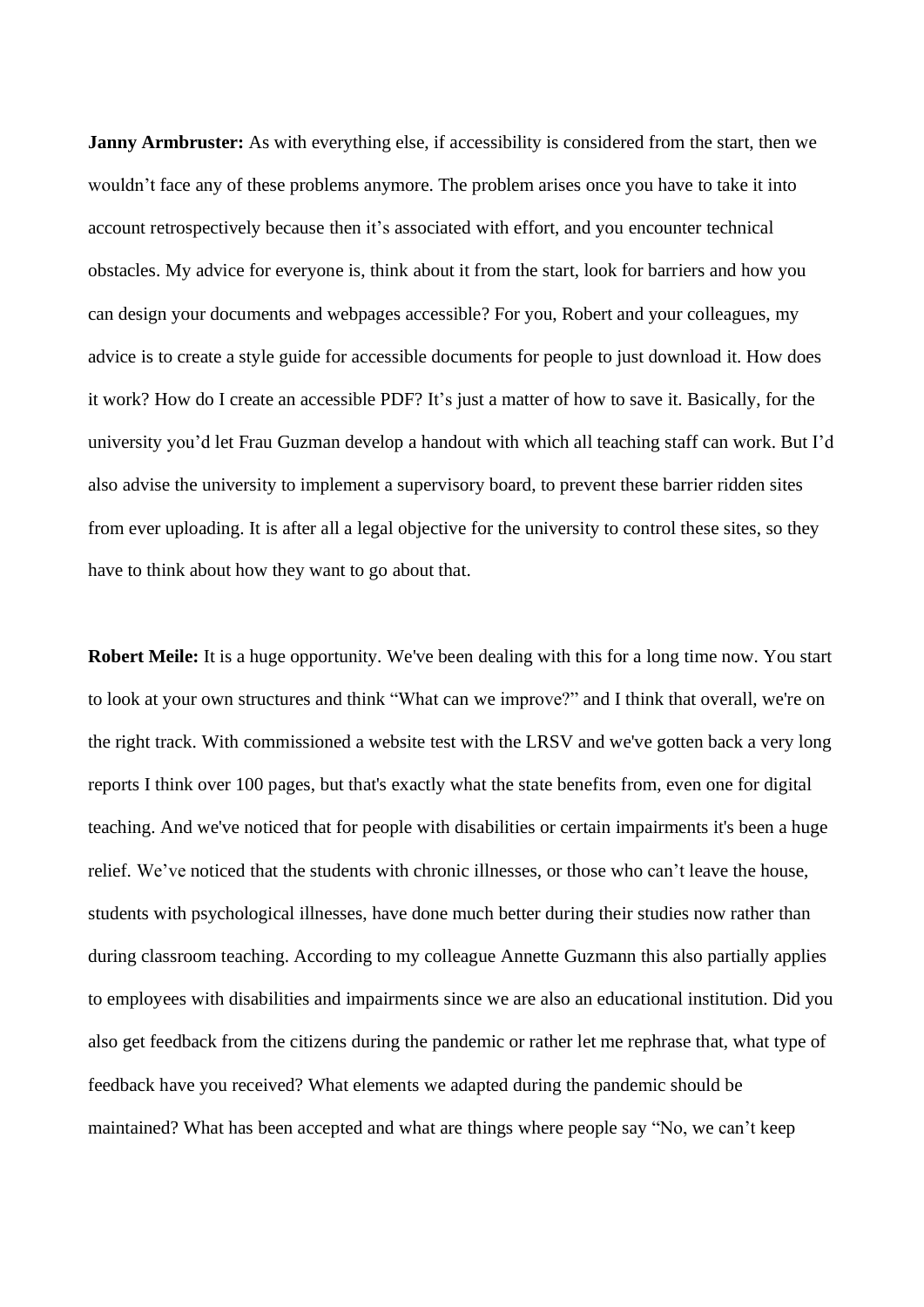**Janny Armbruster:** As with everything else, if accessibility is considered from the start, then we wouldn't face any of these problems anymore. The problem arises once you have to take it into account retrospectively because then it's associated with effort, and you encounter technical obstacles. My advice for everyone is, think about it from the start, look for barriers and how you can design your documents and webpages accessible? For you, Robert and your colleagues, my advice is to create a style guide for accessible documents for people to just download it. How does it work? How do I create an accessible PDF? It's just a matter of how to save it. Basically, for the university you'd let Frau Guzman develop a handout with which all teaching staff can work. But I'd also advise the university to implement a supervisory board, to prevent these barrier ridden sites from ever uploading. It is after all a legal objective for the university to control these sites, so they have to think about how they want to go about that.

**Robert Meile:** It is a huge opportunity. We've been dealing with this for a long time now. You start to look at your own structures and think "What can we improve?" and I think that overall, we're on the right track. With commissioned a website test with the LRSV and we've gotten back a very long reports I think over 100 pages, but that's exactly what the state benefits from, even one for digital teaching. And we've noticed that for people with disabilities or certain impairments it's been a huge relief. We've noticed that the students with chronic illnesses, or those who can't leave the house, students with psychological illnesses, have done much better during their studies now rather than during classroom teaching. According to my colleague Annette Guzmann this also partially applies to employees with disabilities and impairments since we are also an educational institution. Did you also get feedback from the citizens during the pandemic or rather let me rephrase that, what type of feedback have you received? What elements we adapted during the pandemic should be maintained? What has been accepted and what are things where people say "No, we can't keep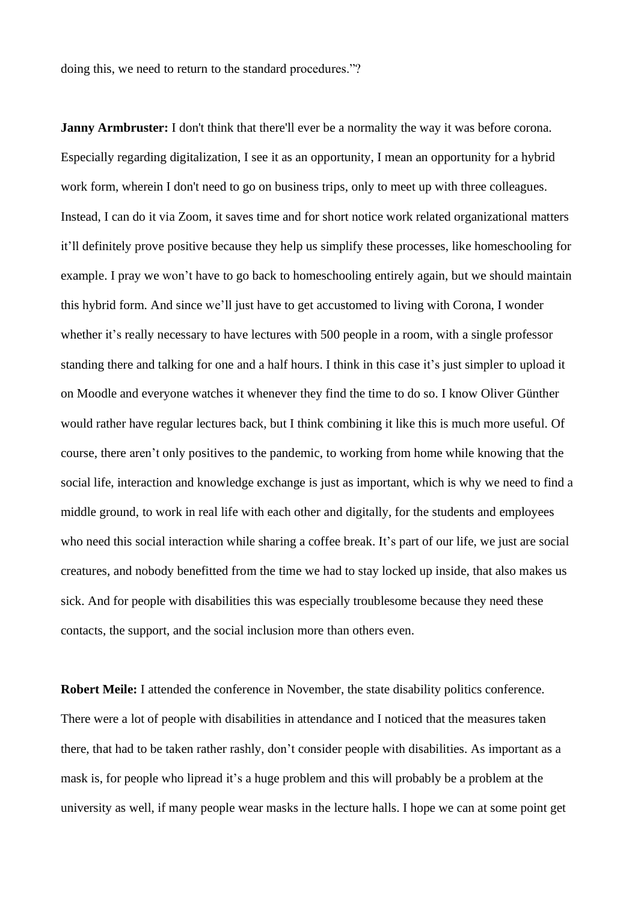doing this, we need to return to the standard procedures."?

**Janny Armbruster:** I don't think that there'll ever be a normality the way it was before corona. Especially regarding digitalization, I see it as an opportunity, I mean an opportunity for a hybrid work form, wherein I don't need to go on business trips, only to meet up with three colleagues. Instead, I can do it via Zoom, it saves time and for short notice work related organizational matters it'll definitely prove positive because they help us simplify these processes, like homeschooling for example. I pray we won't have to go back to homeschooling entirely again, but we should maintain this hybrid form. And since we'll just have to get accustomed to living with Corona, I wonder whether it's really necessary to have lectures with 500 people in a room, with a single professor standing there and talking for one and a half hours. I think in this case it's just simpler to upload it on Moodle and everyone watches it whenever they find the time to do so. I know Oliver Günther would rather have regular lectures back, but I think combining it like this is much more useful. Of course, there aren't only positives to the pandemic, to working from home while knowing that the social life, interaction and knowledge exchange is just as important, which is why we need to find a middle ground, to work in real life with each other and digitally, for the students and employees who need this social interaction while sharing a coffee break. It's part of our life, we just are social creatures, and nobody benefitted from the time we had to stay locked up inside, that also makes us sick. And for people with disabilities this was especially troublesome because they need these contacts, the support, and the social inclusion more than others even.

**Robert Meile:** I attended the conference in November, the state disability politics conference. There were a lot of people with disabilities in attendance and I noticed that the measures taken there, that had to be taken rather rashly, don't consider people with disabilities. As important as a mask is, for people who lipread it's a huge problem and this will probably be a problem at the university as well, if many people wear masks in the lecture halls. I hope we can at some point get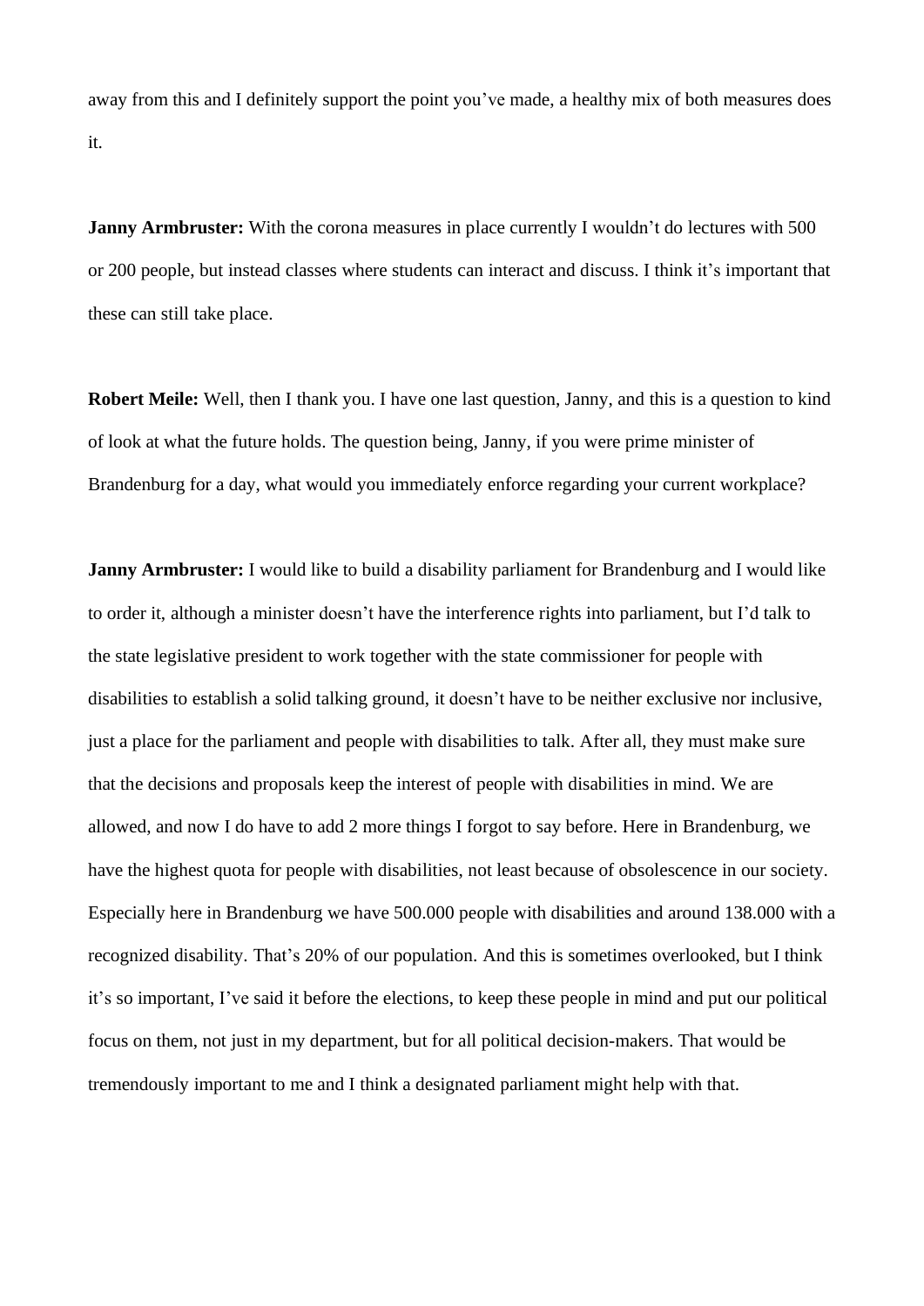away from this and I definitely support the point you've made, a healthy mix of both measures does it.

**Janny Armbruster:** With the corona measures in place currently I wouldn't do lectures with 500 or 200 people, but instead classes where students can interact and discuss. I think it's important that these can still take place.

**Robert Meile:** Well, then I thank you. I have one last question, Janny, and this is a question to kind of look at what the future holds. The question being, Janny, if you were prime minister of Brandenburg for a day, what would you immediately enforce regarding your current workplace?

**Janny Armbruster:** I would like to build a disability parliament for Brandenburg and I would like to order it, although a minister doesn't have the interference rights into parliament, but I'd talk to the state legislative president to work together with the state commissioner for people with disabilities to establish a solid talking ground, it doesn't have to be neither exclusive nor inclusive, just a place for the parliament and people with disabilities to talk. After all, they must make sure that the decisions and proposals keep the interest of people with disabilities in mind. We are allowed, and now I do have to add 2 more things I forgot to say before. Here in Brandenburg, we have the highest quota for people with disabilities, not least because of obsolescence in our society. Especially here in Brandenburg we have 500.000 people with disabilities and around 138.000 with a recognized disability. That's 20% of our population. And this is sometimes overlooked, but I think it's so important, I've said it before the elections, to keep these people in mind and put our political focus on them, not just in my department, but for all political decision-makers. That would be tremendously important to me and I think a designated parliament might help with that.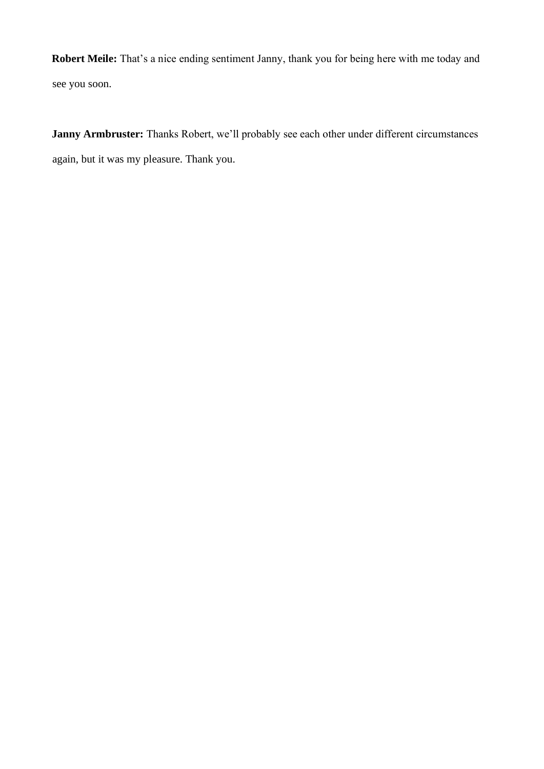**Robert Meile:** That's a nice ending sentiment Janny, thank you for being here with me today and see you soon.

**Janny Armbruster:** Thanks Robert, we'll probably see each other under different circumstances again, but it was my pleasure. Thank you.